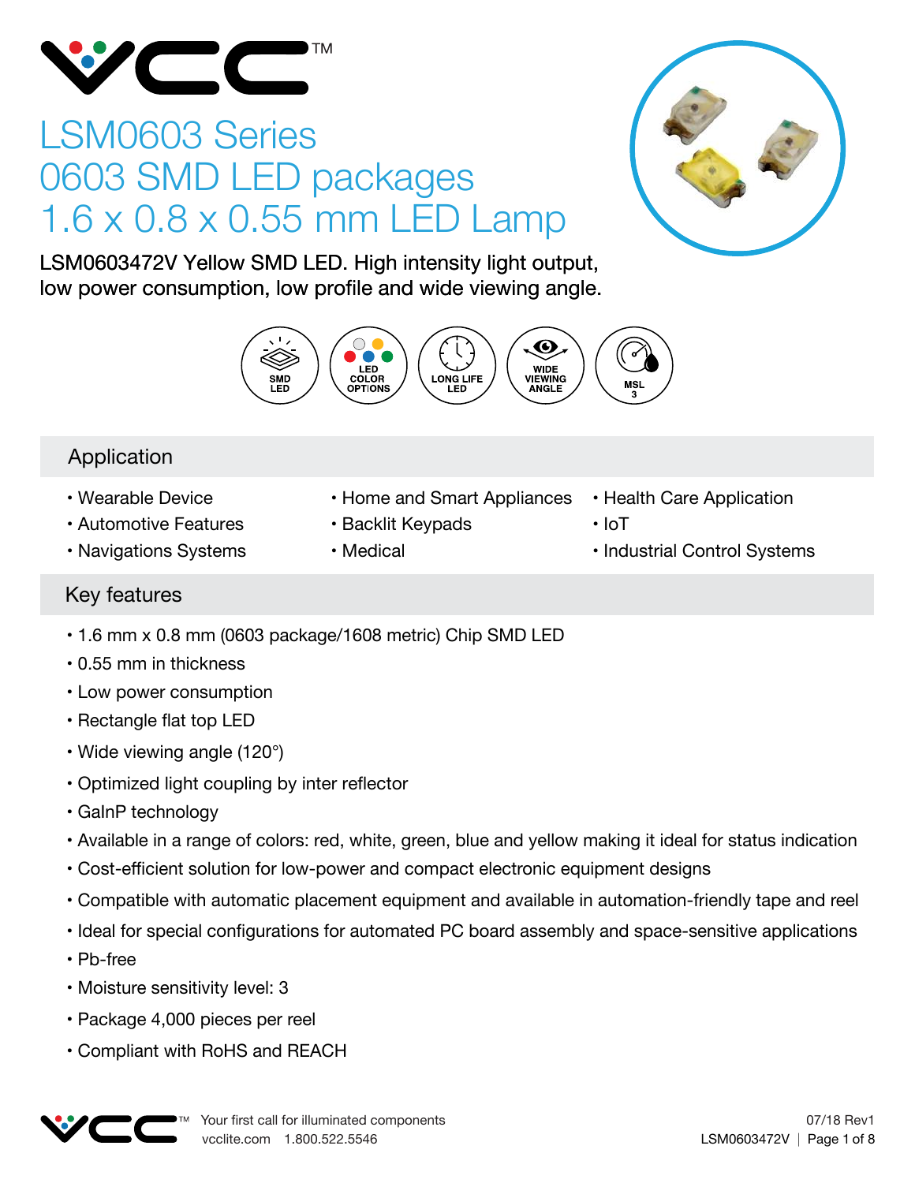# LSM0603 Series
# 0603 SMD LED packages
# 1.6 x 0.8 x 0.55 mm LED Lamp

LSM0603472V Yellow SMD LED. High intensity light output, low power consumption, low profile and wide viewing angle.

SMD LED | LED COLOR OPTIONS | LONG LIFE LED | WIDE VIEWING ANGLE | MSL 3

## Application

- Wearable Device
- Automotive Features
- Navigations Systems
- Home and Smart Appliances
- Backlit Keypads
- Medical
- Health Care Application
- IoT
- Industrial Control Systems

## Key features

- 1.6 mm x 0.8 mm (0603 package/1608 metric) Chip SMD LED
- 0.55 mm in thickness
- Low power consumption
- Rectangle flat top LED
- Wide viewing angle (120°)
- Optimized light coupling by inter reflector
- GaInP technology
- Available in a range of colors: red, white, green, blue and yellow making it ideal for status indication
- Cost-efficient solution for low-power and compact electronic equipment designs
- Compatible with automatic placement equipment and available in automation-friendly tape and reel
- Ideal for special configurations for automated PC board assembly and space-sensitive applications
- Pb-free
- Moisture sensitivity level: 3
- Package 4,000 pieces per reel
- Compliant with RoHS and REACH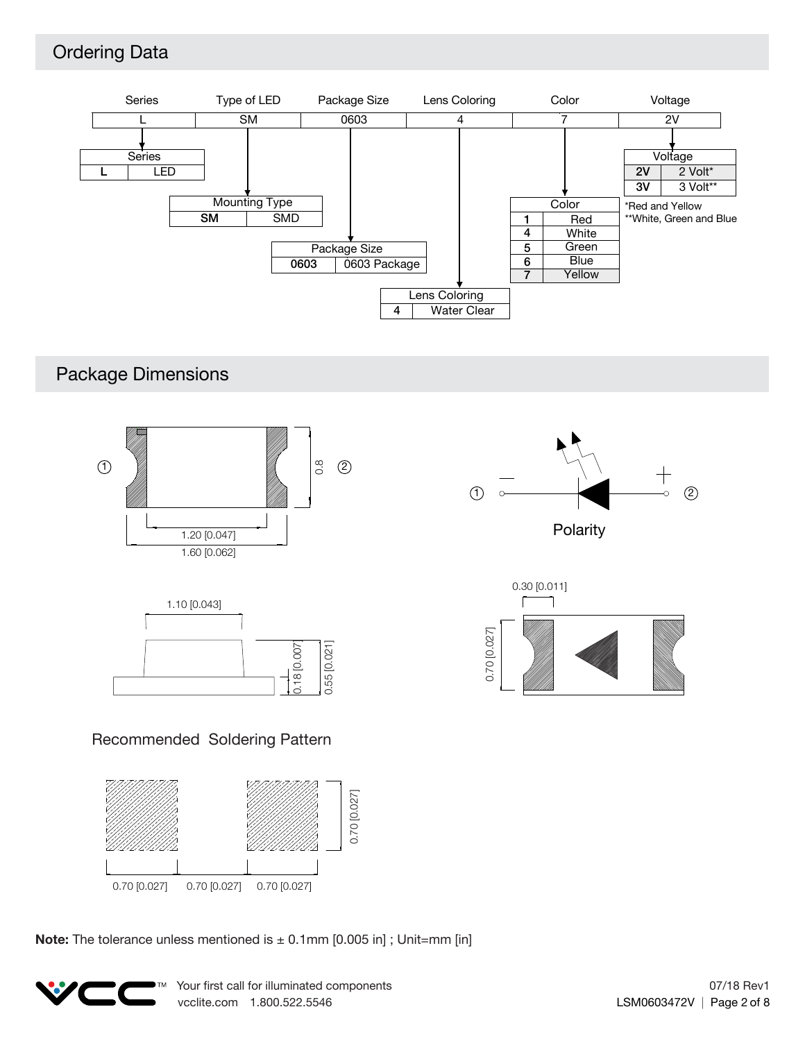## Ordering Data

| Series | Type of LED | Package Size | Lens Coloring | Color | Voltage |
|---|---|---|---|---|---|
| L | SM | 0603 | 4 | 7 | 2V |

| Series | |
|---|---|
| **L** | LED |

| Mounting Type | |
|---|---|
| **SM** | SMD |

| Package Size | |
|---|---|
| **0603** | 0603 Package |

| Lens Coloring | |
|---|---|
| **4** | Water Clear |

| Color | |
|---|---|
| **1** | Red |
| **4** | White |
| **5** | Green |
| **6** | Blue |
| **7** | Yellow |

| Voltage | |
|---|---|
| **2V** | 2 Volt* |
| **3V** | 3 Volt** |

*Red and Yellow
**White, Green and Blue

## Package Dimensions

1.20 [0.047]
1.60 [0.062]
0.8

Polarity

① − ② +

1.10 [0.043]
0.18 [0.007]
0.55 [0.021]

0.30 [0.011]
0.70 [0.027]

### Recommended Soldering Pattern

0.70 [0.027] 0.70 [0.027] 0.70 [0.027]
0.70 [0.027]

**Note:** The tolerance unless mentioned is ± 0.1mm [0.005 in] ; Unit=mm [in]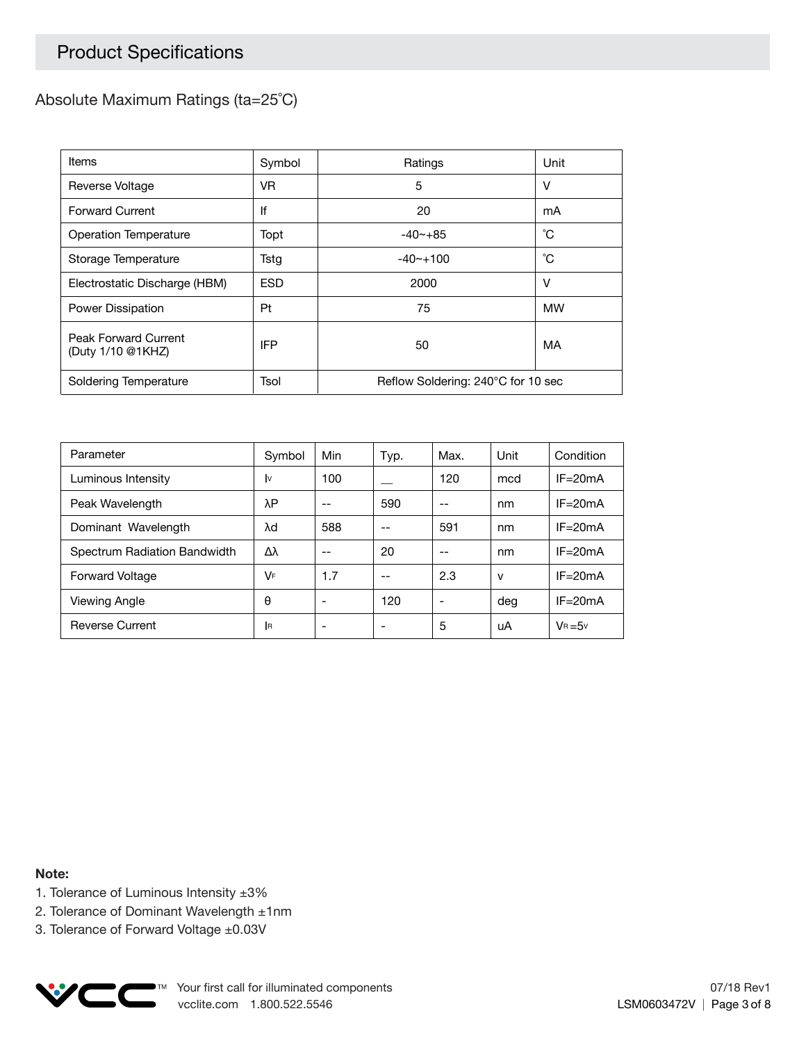# Product Specifications

## Absolute Maximum Ratings (ta=25˚C)

| Items | Symbol | Ratings | Unit |
|---|---|---|---|
| Reverse Voltage | VR | 5 | V |
| Forward Current | If | 20 | mA |
| Operation Temperature | Topt | -40~+85 | ˚C |
| Storage Temperature | Tstg | -40~+100 | ˚C |
| Electrostatic Discharge (HBM) | ESD | 2000 | V |
| Power Dissipation | Pt | 75 | MW |
| Peak Forward Current (Duty 1/10 @1KHZ) | IFP | 50 | MA |
| Soldering Temperature | Tsol | Reflow Soldering: 240°C for 10 sec | |

| Parameter | Symbol | Min | Typ. | Max. | Unit | Condition |
|---|---|---|---|---|---|---|
| Luminous Intensity | $I_V$ | 100 | __ | 120 | mcd | IF=20mA |
| Peak Wavelength | λP | -- | 590 | -- | nm | IF=20mA |
| Dominant Wavelength | λd | 588 | -- | 591 | nm | IF=20mA |
| Spectrum Radiation Bandwidth | Δλ | -- | 20 | -- | nm | IF=20mA |
| Forward Voltage | $V_F$ | 1.7 | -- | 2.3 | v | IF=20mA |
| Viewing Angle | θ | - | 120 | - | deg | IF=20mA |
| Reverse Current | $I_R$ | - | - | 5 | uA | $V_R$=5v |

**Note:**

1. Tolerance of Luminous Intensity ±3%
2. Tolerance of Dominant Wavelength ±1nm
3. Tolerance of Forward Voltage ±0.03V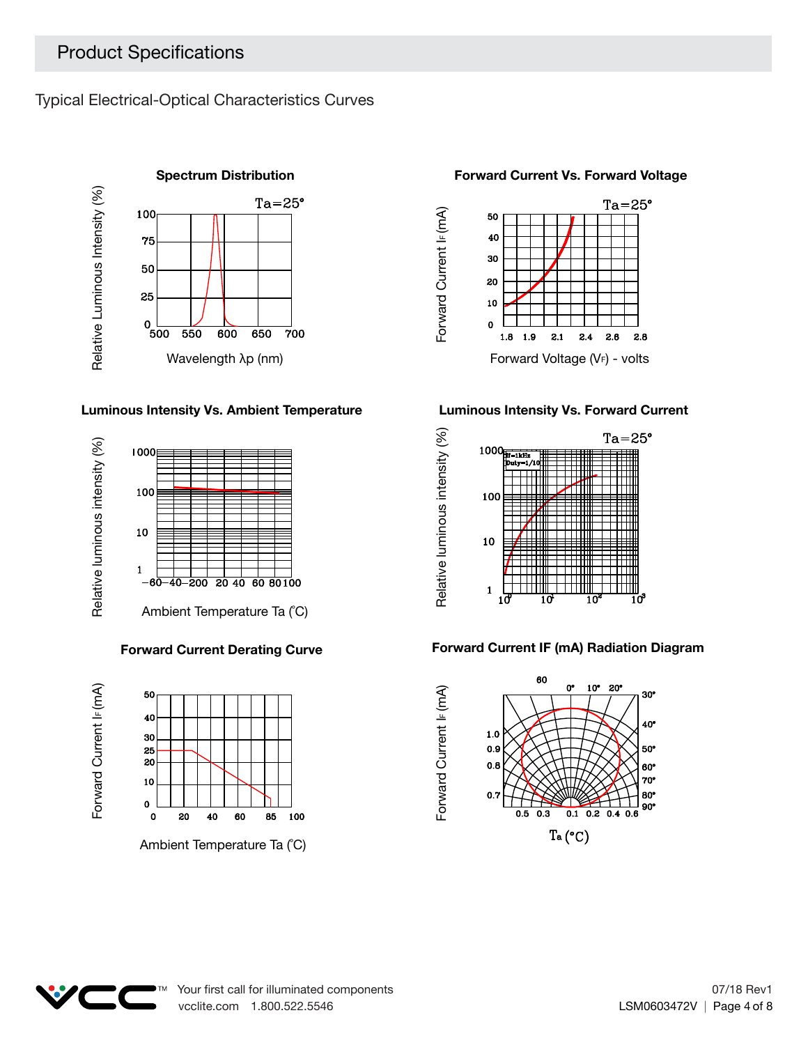## Product Specifications

### Typical Electrical-Optical Characteristics Curves

**Spectrum Distribution**

Ta=25°

Relative Luminous Intensity (%)

100
75
50
25
0

500 550 600 650 700

Wavelength λp (nm)

**Forward Current Vs. Forward Voltage**

Ta=25°

Forward Current IF (mA)

50
40
30
20
10
0

1.8 1.9 2.1 2.4 2.8 2.8

Forward Voltage (VF) - volts

**Luminous Intensity Vs. Ambient Temperature**

Relative luminous intensity (%)

1000
100
10
1

−60 −40 −20 0 20 40 60 80 100

Ambient Temperature Ta (°C)

**Luminous Intensity Vs. Forward Current**

Ta=25°

If=1kHz
Duty=1/10

Relative luminous intensity (%)

1000
100
10
1

$10^0$ $10^1$ $10^2$ $10^3$

**Forward Current Derating Curve**

Forward Current IF (mA)

50
40
30
25
20
10
0

0 20 40 60 85 100

Ambient Temperature Ta (°C)

**Forward Current IF (mA) Radiation Diagram**

Forward Current IF (mA)

60 0° 10° 20° 30° 40° 50° 60° 70° 80° 90°

1.0
0.9
0.8
0.7

0.5 0.3 0.1 0.2 0.4 0.6

Ta (°C)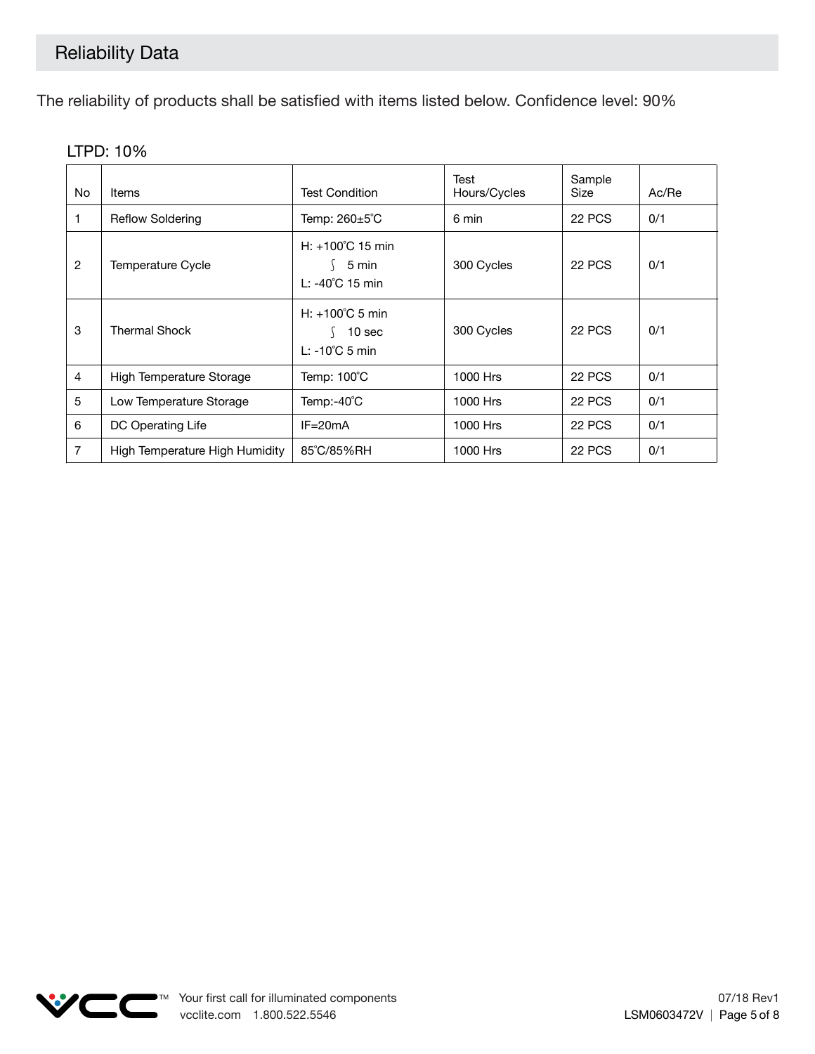## Reliability Data

The reliability of products shall be satisfied with items listed below. Confidence level: 90%

LTPD: 10%

| No | Items | Test Condition | Test Hours/Cycles | Sample Size | Ac/Re |
|---|---|---|---|---|---|
| 1 | Reflow Soldering | Temp: 260±5˚C | 6 min | 22 PCS | 0/1 |
| 2 | Temperature Cycle | H: +100˚C 15 min<br>∫ 5 min<br>L: -40˚C 15 min | 300 Cycles | 22 PCS | 0/1 |
| 3 | Thermal Shock | H: +100˚C 5 min<br>∫ 10 sec<br>L: -10˚C 5 min | 300 Cycles | 22 PCS | 0/1 |
| 4 | High Temperature Storage | Temp: 100˚C | 1000 Hrs | 22 PCS | 0/1 |
| 5 | Low Temperature Storage | Temp:-40˚C | 1000 Hrs | 22 PCS | 0/1 |
| 6 | DC Operating Life | IF=20mA | 1000 Hrs | 22 PCS | 0/1 |
| 7 | High Temperature High Humidity | 85˚C/85%RH | 1000 Hrs | 22 PCS | 0/1 |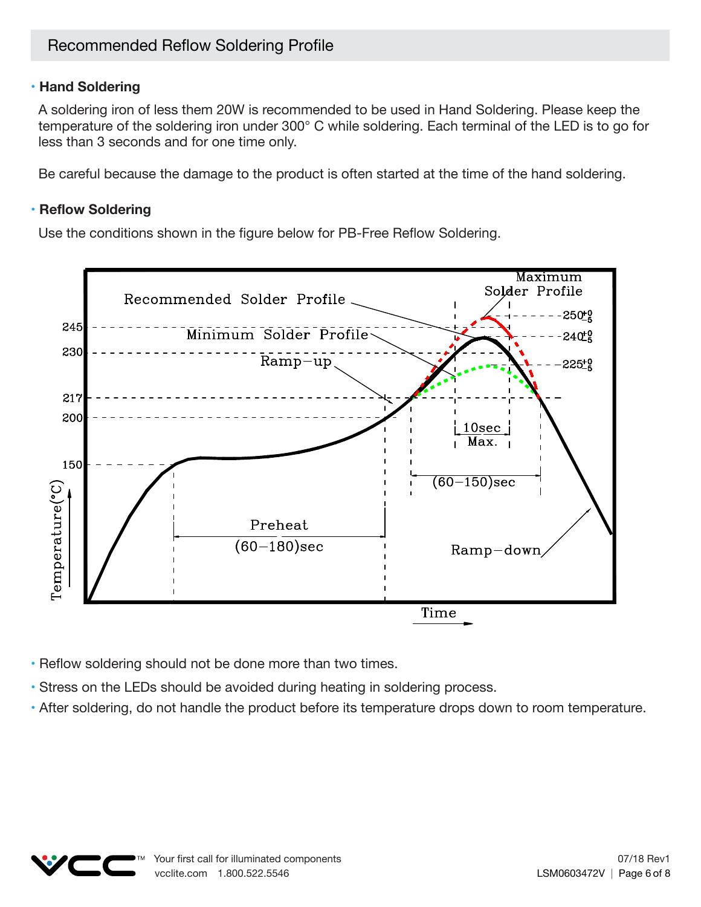## Recommended Reflow Soldering Profile

- **Hand Soldering**

A soldering iron of less them 20W is recommended to be used in Hand Soldering. Please keep the temperature of the soldering iron under 300° C while soldering. Each terminal of the LED is to go for less than 3 seconds and for one time only.

Be careful because the damage to the product is often started at the time of the hand soldering.

- **Reflow Soldering**

Use the conditions shown in the figure below for PB-Free Reflow Soldering.

Recommended Solder Profile
Maximum Solder Profile
Minimum Solder Profile
Ramp−up
Ramp−down
Preheat (60−180)sec
10sec Max.
(60−150)sec
245, 230, 217, 200, 150
$250^{+0}_{-5}$, $240^{+0}_{-5}$, $225^{+0}_{-5}$
Temperature(°C)
Time

- Reflow soldering should not be done more than two times.
- Stress on the LEDs should be avoided during heating in soldering process.
- After soldering, do not handle the product before its temperature drops down to room temperature.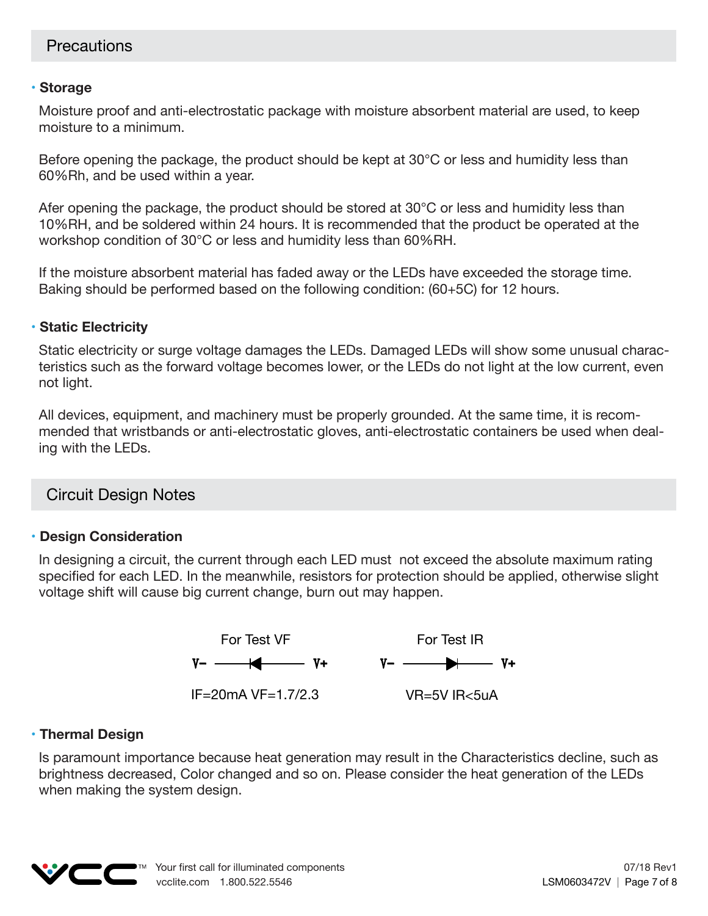## Precautions

### Storage

Moisture proof and anti-electrostatic package with moisture absorbent material are used, to keep moisture to a minimum.

Before opening the package, the product should be kept at 30°C or less and humidity less than 60%Rh, and be used within a year.

Afer opening the package, the product should be stored at 30°C or less and humidity less than 10%RH, and be soldered within 24 hours. It is recommended that the product be operated at the workshop condition of 30°C or less and humidity less than 60%RH.

If the moisture absorbent material has faded away or the LEDs have exceeded the storage time. Baking should be performed based on the following condition: (60+5C) for 12 hours.

### Static Electricity

Static electricity or surge voltage damages the LEDs. Damaged LEDs will show some unusual characteristics such as the forward voltage becomes lower, or the LEDs do not light at the low current, even not light.

All devices, equipment, and machinery must be properly grounded. At the same time, it is recommended that wristbands or anti-electrostatic gloves, anti-electrostatic containers be used when dealing with the LEDs.

## Circuit Design Notes

### Design Consideration

In designing a circuit, the current through each LED must not exceed the absolute maximum rating specified for each LED. In the meanwhile, resistors for protection should be applied, otherwise slight voltage shift will cause big current change, burn out may happen.

For Test VF

V− ——◄—— V+

IF=20mA VF=1.7/2.3

For Test IR

V− ——►—— V+

VR=5V IR<5uA

### Thermal Design

Is paramount importance because heat generation may result in the Characteristics decline, such as brightness decreased, Color changed and so on. Please consider the heat generation of the LEDs when making the system design.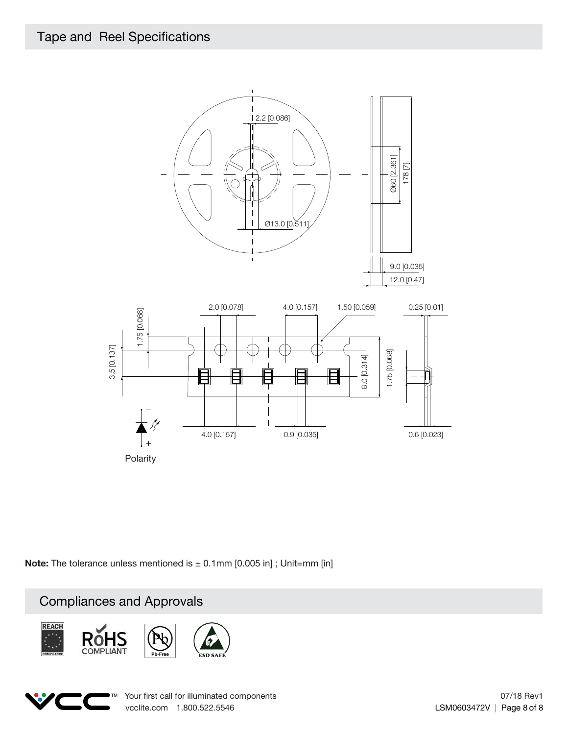## Tape and Reel Specifications

2.2 [0.086]

Ø60 [2.361]

178 [7]

Ø13.0 [0.511]

9.0 [0.035]

12.0 [0.47]

2.0 [0.078]

4.0 [0.157]

1.50 [0.059]

0.25 [0.01]

1.75 [0.068]

3.5 [0.137]

8.0 [0.314]

1.75 [0.068]

4.0 [0.157]

0.9 [0.035]

0.6 [0.023]

Polarity

**Note:** The tolerance unless mentioned is ± 0.1mm [0.005 in] ; Unit=mm [in]

## Compliances and Approvals

REACH COMPLIANCE

RoHS COMPLIANT

Pb-Free

ESD SAFE

Your first call for illuminated components
vcclite.com 1.800.522.5546

07/18 Rev1
LSM0603472V